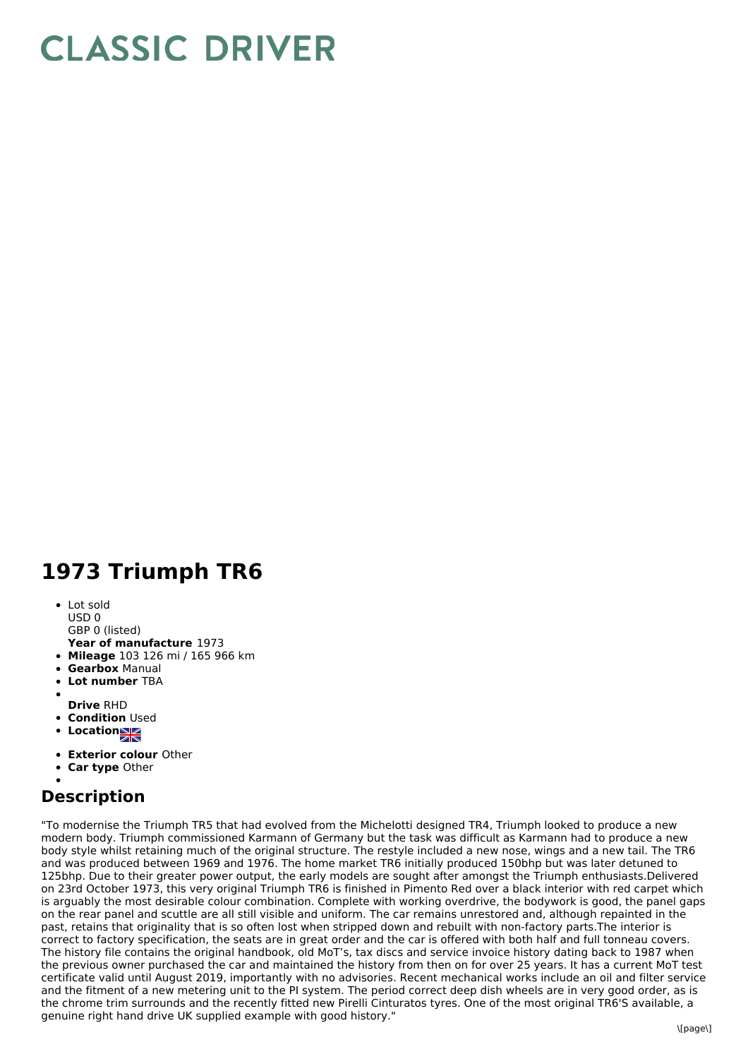# CLASSIC DRIVER

# 1973 Triumph TR6

- Lot sold
  USD 0
  GBP 0 (listed)
  **Year of manufacture** 1973
- **Mileage** 103 126 mi / 165 966 km
- **Gearbox** Manual
- **Lot number** TBA
- 
  **Drive** RHD
- **Condition** Used
- **Location**
- **Exterior colour** Other
- **Car type** Other
- 

## Description

"To modernise the Triumph TR5 that had evolved from the Michelotti designed TR4, Triumph looked to produce a new modern body. Triumph commissioned Karmann of Germany but the task was difficult as Karmann had to produce a new body style whilst retaining much of the original structure. The restyle included a new nose, wings and a new tail. The TR6 and was produced between 1969 and 1976. The home market TR6 initially produced 150bhp but was later detuned to 125bhp. Due to their greater power output, the early models are sought after amongst the Triumph enthusiasts.Delivered on 23rd October 1973, this very original Triumph TR6 is finished in Pimento Red over a black interior with red carpet which is arguably the most desirable colour combination. Complete with working overdrive, the bodywork is good, the panel gaps on the rear panel and scuttle are all still visible and uniform. The car remains unrestored and, although repainted in the past, retains that originality that is so often lost when stripped down and rebuilt with non-factory parts.The interior is correct to factory specification, the seats are in great order and the car is offered with both half and full tonneau covers. The history file contains the original handbook, old MoT's, tax discs and service invoice history dating back to 1987 when the previous owner purchased the car and maintained the history from then on for over 25 years. It has a current MoT test certificate valid until August 2019, importantly with no advisories. Recent mechanical works include an oil and filter service and the fitment of a new metering unit to the PI system. The period correct deep dish wheels are in very good order, as is the chrome trim surrounds and the recently fitted new Pirelli Cinturatos tyres. One of the most original TR6'S available, a genuine right hand drive UK supplied example with good history."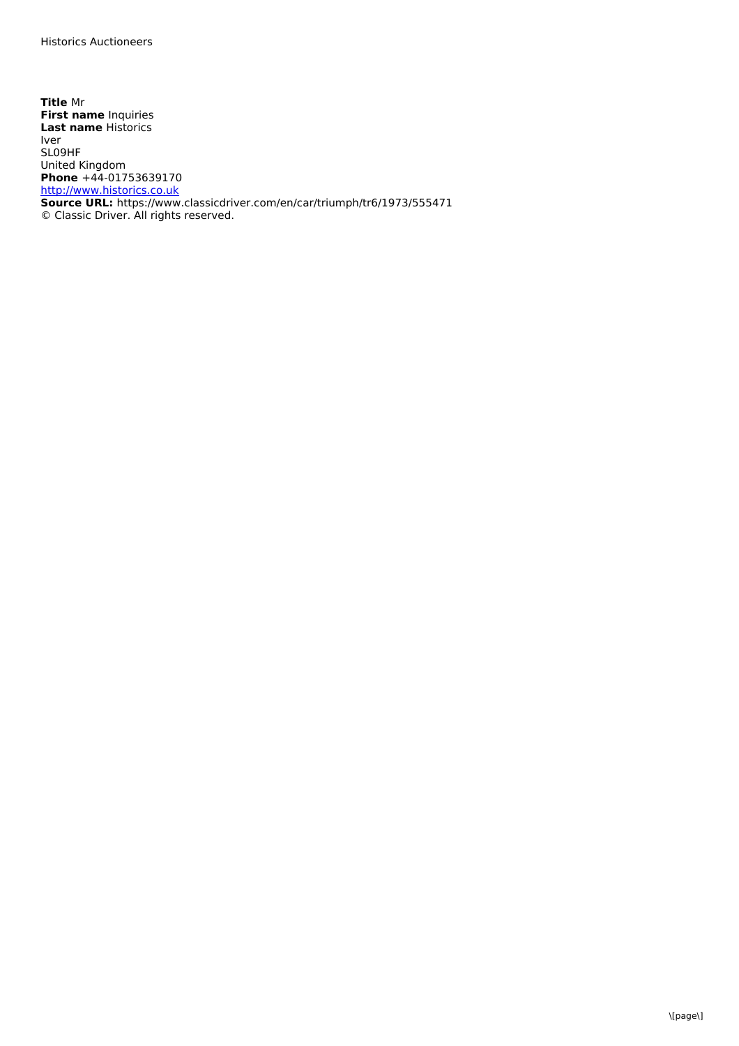Historics Auctioneers

**Title** Mr
**First name** Inquiries
**Last name** Historics
Iver
SL09HF
United Kingdom
**Phone** +44-01753639170
[http://www.historics.co.uk](http://www.historics.co.uk)
**Source URL:** https://www.classicdriver.com/en/car/triumph/tr6/1973/555471
© Classic Driver. All rights reserved.